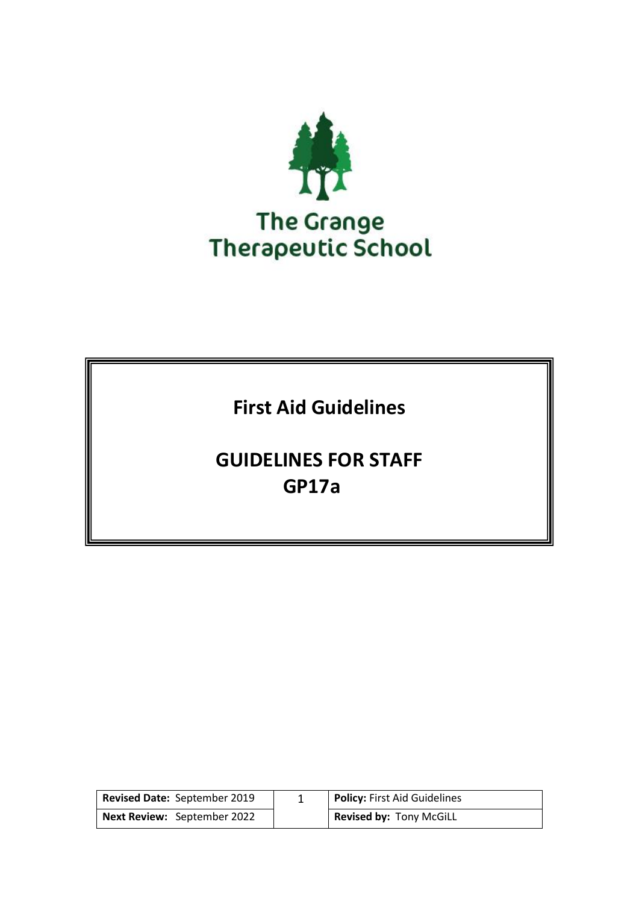The Grange
Therapeutic School

# First Aid Guidelines

# GUIDELINES FOR STAFF
# GP17a

| **Revised Date:** September 2019 | **Policy:** First Aid Guidelines |
|---|---|
| **Next Review:** September 2022 | **Revised by:** Tony McGiLL |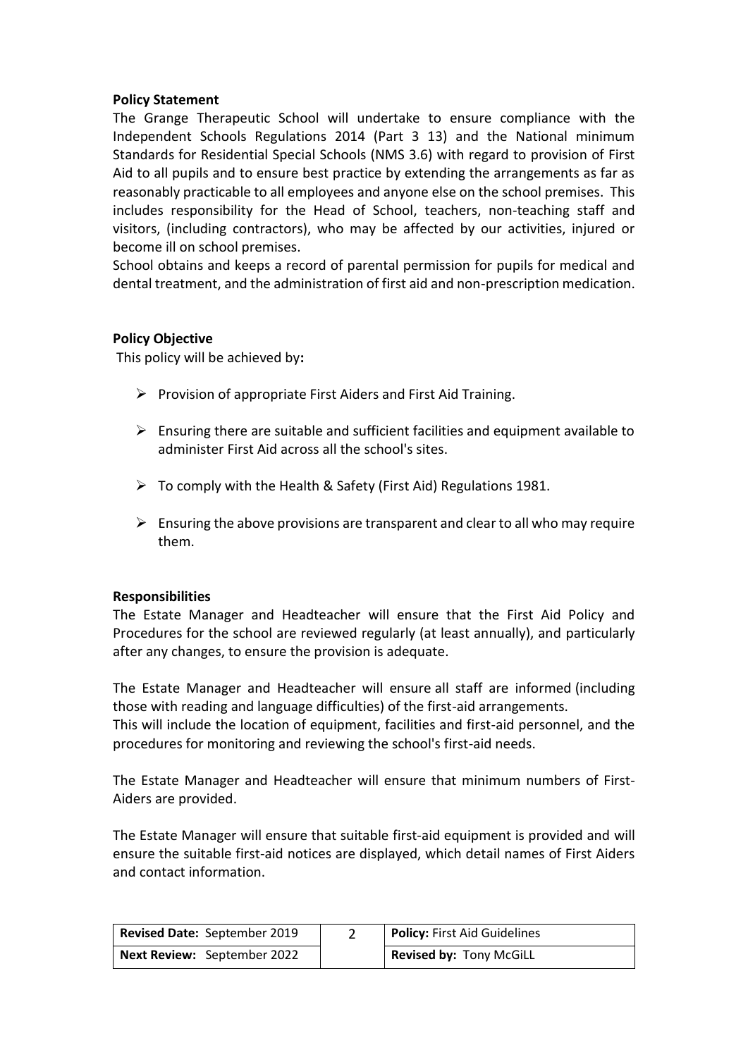**Policy Statement**

The Grange Therapeutic School will undertake to ensure compliance with the Independent Schools Regulations 2014 (Part 3 13) and the National minimum Standards for Residential Special Schools (NMS 3.6) with regard to provision of First Aid to all pupils and to ensure best practice by extending the arrangements as far as reasonably practicable to all employees and anyone else on the school premises. This includes responsibility for the Head of School, teachers, non-teaching staff and visitors, (including contractors), who may be affected by our activities, injured or become ill on school premises.

School obtains and keeps a record of parental permission for pupils for medical and dental treatment, and the administration of first aid and non-prescription medication.

**Policy Objective**

This policy will be achieved by**:**

- Provision of appropriate First Aiders and First Aid Training.
- Ensuring there are suitable and sufficient facilities and equipment available to administer First Aid across all the school's sites.
- To comply with the Health & Safety (First Aid) Regulations 1981.
- Ensuring the above provisions are transparent and clear to all who may require them.

**Responsibilities**

The Estate Manager and Headteacher will ensure that the First Aid Policy and Procedures for the school are reviewed regularly (at least annually), and particularly after any changes, to ensure the provision is adequate.

The Estate Manager and Headteacher will ensure all staff are informed (including those with reading and language difficulties) of the first-aid arrangements.
This will include the location of equipment, facilities and first-aid personnel, and the procedures for monitoring and reviewing the school's first-aid needs.

The Estate Manager and Headteacher will ensure that minimum numbers of First-Aiders are provided.

The Estate Manager will ensure that suitable first-aid equipment is provided and will ensure the suitable first-aid notices are displayed, which detail names of First Aiders and contact information.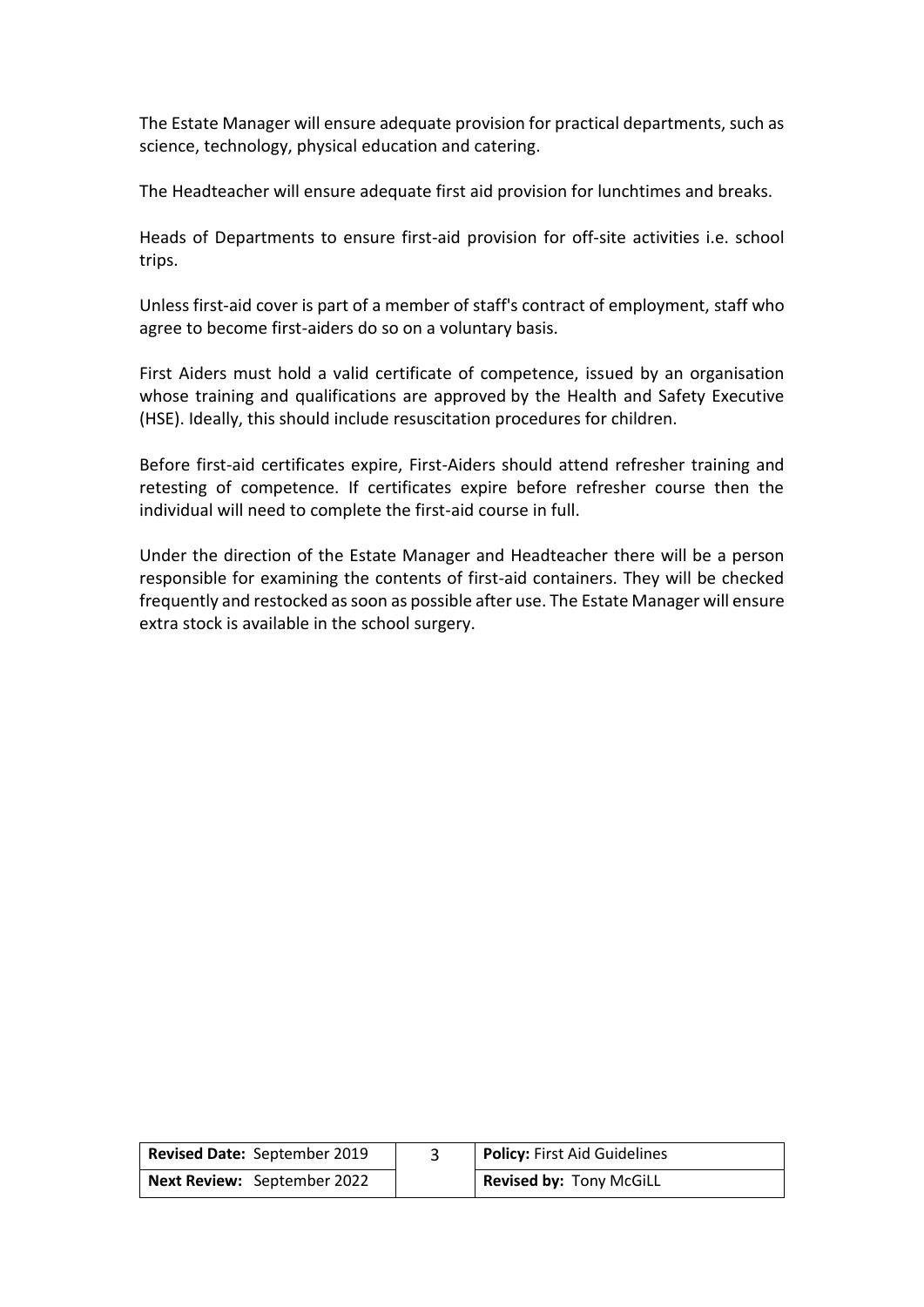The Estate Manager will ensure adequate provision for practical departments, such as science, technology, physical education and catering.

The Headteacher will ensure adequate first aid provision for lunchtimes and breaks.

Heads of Departments to ensure first-aid provision for off-site activities i.e. school trips.

Unless first-aid cover is part of a member of staff's contract of employment, staff who agree to become first-aiders do so on a voluntary basis.

First Aiders must hold a valid certificate of competence, issued by an organisation whose training and qualifications are approved by the Health and Safety Executive (HSE). Ideally, this should include resuscitation procedures for children.

Before first-aid certificates expire, First-Aiders should attend refresher training and retesting of competence. If certificates expire before refresher course then the individual will need to complete the first-aid course in full.

Under the direction of the Estate Manager and Headteacher there will be a person responsible for examining the contents of first-aid containers. They will be checked frequently and restocked as soon as possible after use. The Estate Manager will ensure extra stock is available in the school surgery.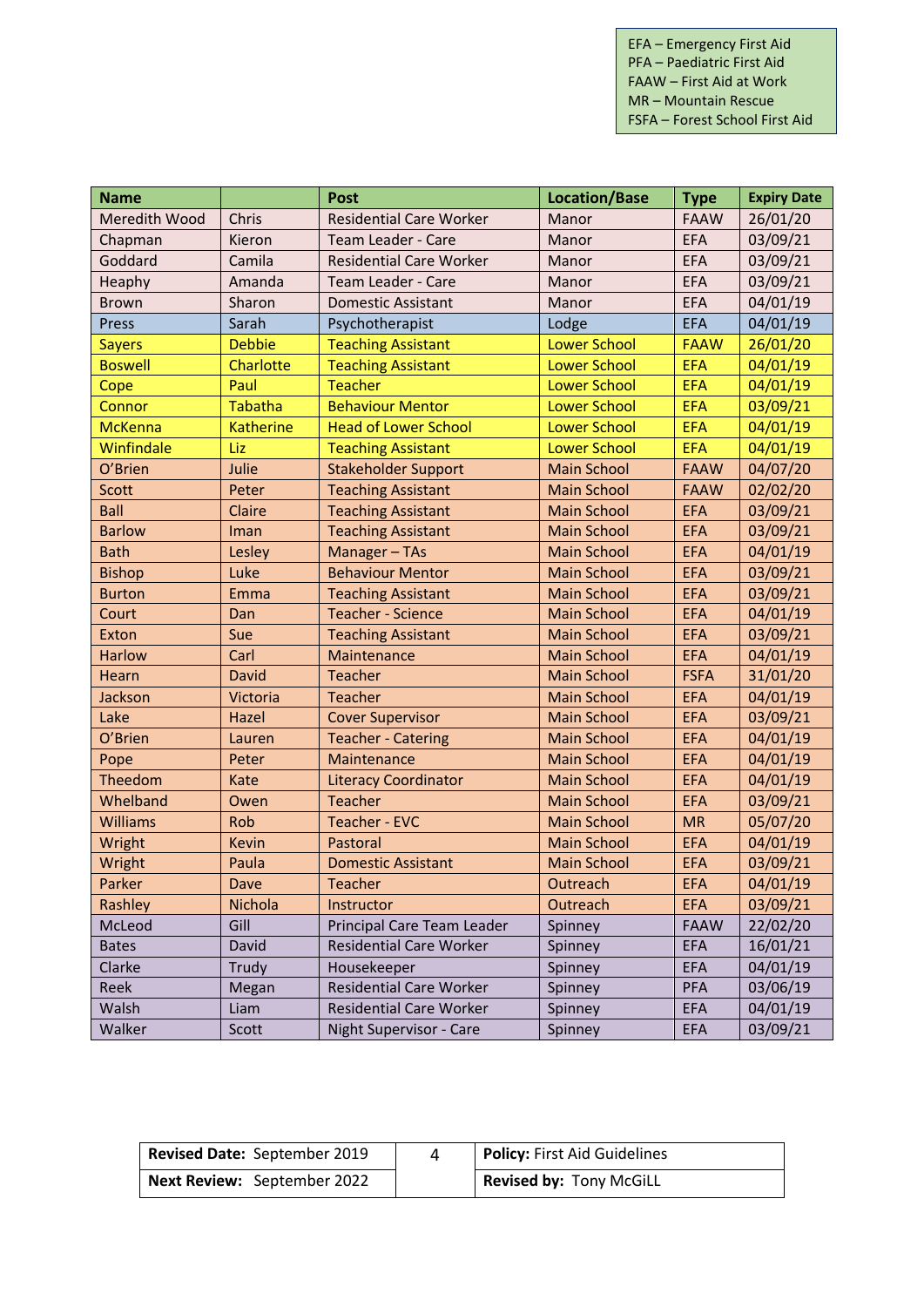EFA – Emergency First Aid
PFA – Paediatric First Aid
FAAW – First Aid at Work
MR – Mountain Rescue
FSFA – Forest School First Aid

| Name | | Post | Location/Base | Type | Expiry Date |
|---|---|---|---|---|---|
| Meredith Wood | Chris | Residential Care Worker | Manor | FAAW | 26/01/20 |
| Chapman | Kieron | Team Leader - Care | Manor | EFA | 03/09/21 |
| Goddard | Camila | Residential Care Worker | Manor | EFA | 03/09/21 |
| Heaphy | Amanda | Team Leader - Care | Manor | EFA | 03/09/21 |
| Brown | Sharon | Domestic Assistant | Manor | EFA | 04/01/19 |
| Press | Sarah | Psychotherapist | Lodge | EFA | 04/01/19 |
| Sayers | Debbie | Teaching Assistant | Lower School | FAAW | 26/01/20 |
| Boswell | Charlotte | Teaching Assistant | Lower School | EFA | 04/01/19 |
| Cope | Paul | Teacher | Lower School | EFA | 04/01/19 |
| Connor | Tabatha | Behaviour Mentor | Lower School | EFA | 03/09/21 |
| McKenna | Katherine | Head of Lower School | Lower School | EFA | 04/01/19 |
| Winfindale | Liz | Teaching Assistant | Lower School | EFA | 04/01/19 |
| O'Brien | Julie | Stakeholder Support | Main School | FAAW | 04/07/20 |
| Scott | Peter | Teaching Assistant | Main School | FAAW | 02/02/20 |
| Ball | Claire | Teaching Assistant | Main School | EFA | 03/09/21 |
| Barlow | Iman | Teaching Assistant | Main School | EFA | 03/09/21 |
| Bath | Lesley | Manager – TAs | Main School | EFA | 04/01/19 |
| Bishop | Luke | Behaviour Mentor | Main School | EFA | 03/09/21 |
| Burton | Emma | Teaching Assistant | Main School | EFA | 03/09/21 |
| Court | Dan | Teacher - Science | Main School | EFA | 04/01/19 |
| Exton | Sue | Teaching Assistant | Main School | EFA | 03/09/21 |
| Harlow | Carl | Maintenance | Main School | EFA | 04/01/19 |
| Hearn | David | Teacher | Main School | FSFA | 31/01/20 |
| Jackson | Victoria | Teacher | Main School | EFA | 04/01/19 |
| Lake | Hazel | Cover Supervisor | Main School | EFA | 03/09/21 |
| O'Brien | Lauren | Teacher - Catering | Main School | EFA | 04/01/19 |
| Pope | Peter | Maintenance | Main School | EFA | 04/01/19 |
| Theedom | Kate | Literacy Coordinator | Main School | EFA | 04/01/19 |
| Whelband | Owen | Teacher | Main School | EFA | 03/09/21 |
| Williams | Rob | Teacher - EVC | Main School | MR | 05/07/20 |
| Wright | Kevin | Pastoral | Main School | EFA | 04/01/19 |
| Wright | Paula | Domestic Assistant | Main School | EFA | 03/09/21 |
| Parker | Dave | Teacher | Outreach | EFA | 04/01/19 |
| Rashley | Nichola | Instructor | Outreach | EFA | 03/09/21 |
| McLeod | Gill | Principal Care Team Leader | Spinney | FAAW | 22/02/20 |
| Bates | David | Residential Care Worker | Spinney | EFA | 16/01/21 |
| Clarke | Trudy | Housekeeper | Spinney | EFA | 04/01/19 |
| Reek | Megan | Residential Care Worker | Spinney | PFA | 03/06/19 |
| Walsh | Liam | Residential Care Worker | Spinney | EFA | 04/01/19 |
| Walker | Scott | Night Supervisor - Care | Spinney | EFA | 03/09/21 |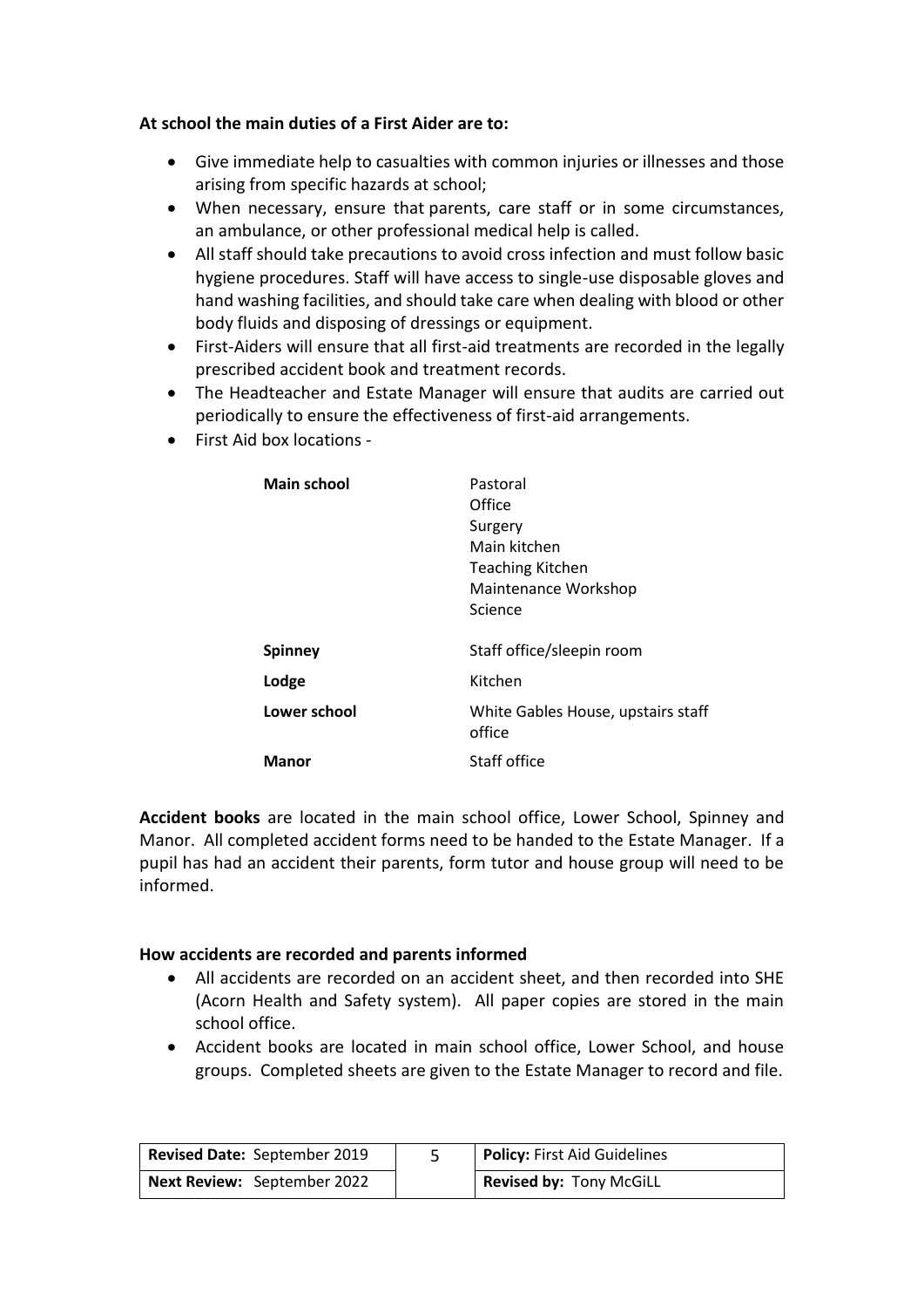**At school the main duties of a First Aider are to:**

- Give immediate help to casualties with common injuries or illnesses and those arising from specific hazards at school;
- When necessary, ensure that parents, care staff or in some circumstances, an ambulance, or other professional medical help is called.
- All staff should take precautions to avoid cross infection and must follow basic hygiene procedures. Staff will have access to single-use disposable gloves and hand washing facilities, and should take care when dealing with blood or other body fluids and disposing of dressings or equipment.
- First-Aiders will ensure that all first-aid treatments are recorded in the legally prescribed accident book and treatment records.
- The Headteacher and Estate Manager will ensure that audits are carried out periodically to ensure the effectiveness of first-aid arrangements.
- First Aid box locations -

| | |
|---|---|
| **Main school** | Pastoral<br>Office<br>Surgery<br>Main kitchen<br>Teaching Kitchen<br>Maintenance Workshop<br>Science |
| **Spinney** | Staff office/sleepin room |
| **Lodge** | Kitchen |
| **Lower school** | White Gables House, upstairs staff office |
| **Manor** | Staff office |

**Accident books** are located in the main school office, Lower School, Spinney and Manor. All completed accident forms need to be handed to the Estate Manager. If a pupil has had an accident their parents, form tutor and house group will need to be informed.

**How accidents are recorded and parents informed**

- All accidents are recorded on an accident sheet, and then recorded into SHE (Acorn Health and Safety system). All paper copies are stored in the main school office.
- Accident books are located in main school office, Lower School, and house groups. Completed sheets are given to the Estate Manager to record and file.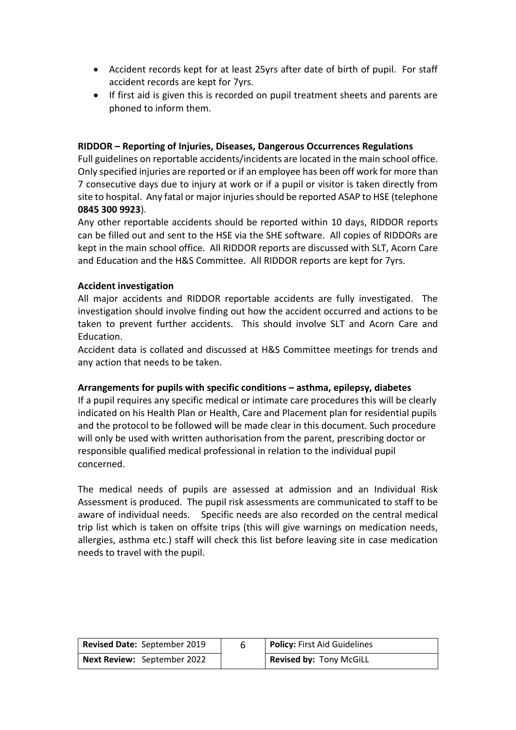- Accident records kept for at least 25yrs after date of birth of pupil. For staff accident records are kept for 7yrs.
- If first aid is given this is recorded on pupil treatment sheets and parents are phoned to inform them.

**RIDDOR – Reporting of Injuries, Diseases, Dangerous Occurrences Regulations**

Full guidelines on reportable accidents/incidents are located in the main school office. Only specified injuries are reported or if an employee has been off work for more than 7 consecutive days due to injury at work or if a pupil or visitor is taken directly from site to hospital. Any fatal or major injuries should be reported ASAP to HSE (telephone **0845 300 9923**).

Any other reportable accidents should be reported within 10 days, RIDDOR reports can be filled out and sent to the HSE via the SHE software. All copies of RIDDORs are kept in the main school office. All RIDDOR reports are discussed with SLT, Acorn Care and Education and the H&S Committee. All RIDDOR reports are kept for 7yrs.

**Accident investigation**

All major accidents and RIDDOR reportable accidents are fully investigated. The investigation should involve finding out how the accident occurred and actions to be taken to prevent further accidents. This should involve SLT and Acorn Care and Education.

Accident data is collated and discussed at H&S Committee meetings for trends and any action that needs to be taken.

**Arrangements for pupils with specific conditions – asthma, epilepsy, diabetes**

If a pupil requires any specific medical or intimate care procedures this will be clearly indicated on his Health Plan or Health, Care and Placement plan for residential pupils and the protocol to be followed will be made clear in this document. Such procedure will only be used with written authorisation from the parent, prescribing doctor or responsible qualified medical professional in relation to the individual pupil concerned.

The medical needs of pupils are assessed at admission and an Individual Risk Assessment is produced. The pupil risk assessments are communicated to staff to be aware of individual needs. Specific needs are also recorded on the central medical trip list which is taken on offsite trips (this will give warnings on medication needs, allergies, asthma etc.) staff will check this list before leaving site in case medication needs to travel with the pupil.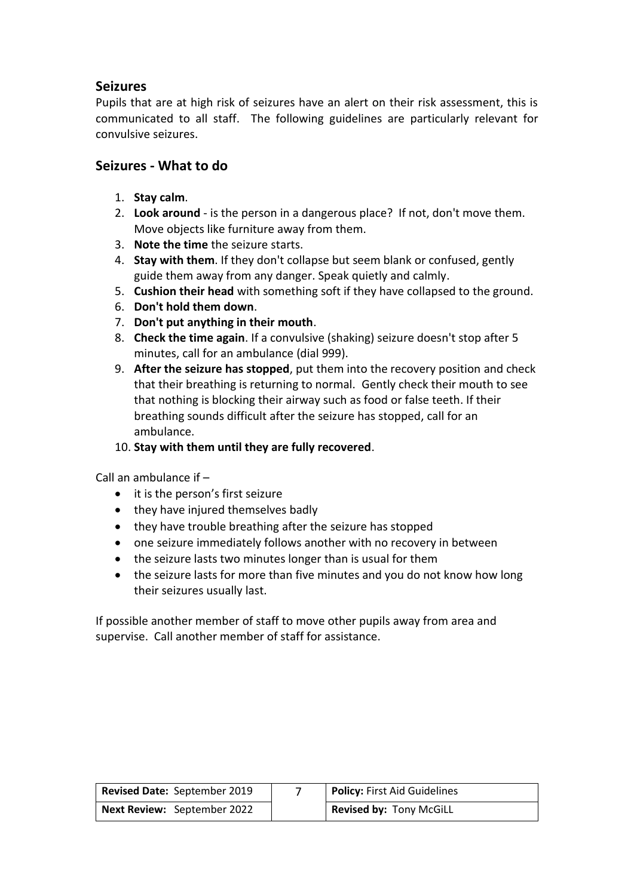## Seizures

Pupils that are at high risk of seizures have an alert on their risk assessment, this is communicated to all staff. The following guidelines are particularly relevant for convulsive seizures.

## Seizures - What to do

1. **Stay calm**.
2. **Look around** - is the person in a dangerous place? If not, don't move them. Move objects like furniture away from them.
3. **Note the time** the seizure starts.
4. **Stay with them**. If they don't collapse but seem blank or confused, gently guide them away from any danger. Speak quietly and calmly.
5. **Cushion their head** with something soft if they have collapsed to the ground.
6. **Don't hold them down**.
7. **Don't put anything in their mouth**.
8. **Check the time again**. If a convulsive (shaking) seizure doesn't stop after 5 minutes, call for an ambulance (dial 999).
9. **After the seizure has stopped**, put them into the recovery position and check that their breathing is returning to normal. Gently check their mouth to see that nothing is blocking their airway such as food or false teeth. If their breathing sounds difficult after the seizure has stopped, call for an ambulance.
10. **Stay with them until they are fully recovered**.

Call an ambulance if –

- it is the person's first seizure
- they have injured themselves badly
- they have trouble breathing after the seizure has stopped
- one seizure immediately follows another with no recovery in between
- the seizure lasts two minutes longer than is usual for them
- the seizure lasts for more than five minutes and you do not know how long their seizures usually last.

If possible another member of staff to move other pupils away from area and supervise. Call another member of staff for assistance.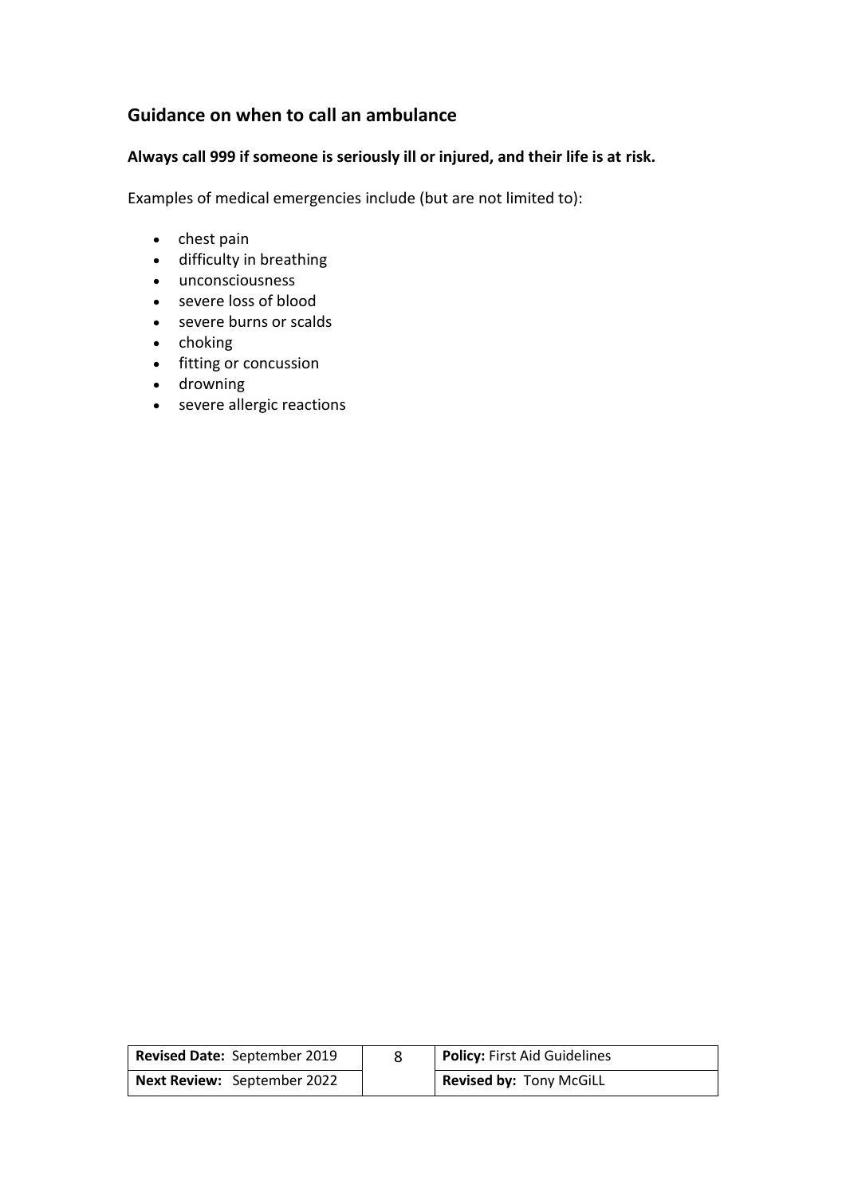## Guidance on when to call an ambulance

**Always call 999 if someone is seriously ill or injured, and their life is at risk.**

Examples of medical emergencies include (but are not limited to):

- chest pain
- difficulty in breathing
- unconsciousness
- severe loss of blood
- severe burns or scalds
- choking
- fitting or concussion
- drowning
- severe allergic reactions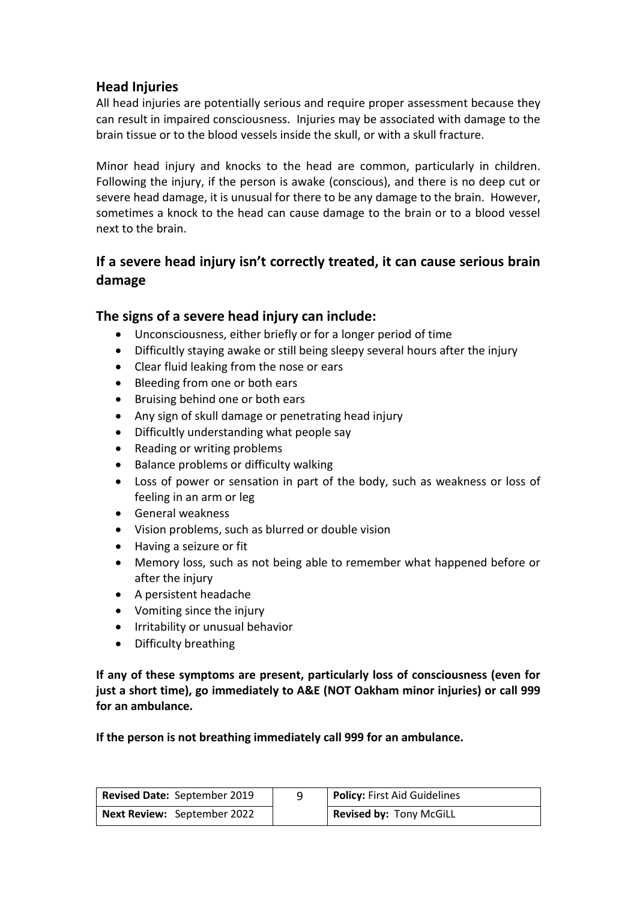## Head Injuries

All head injuries are potentially serious and require proper assessment because they can result in impaired consciousness. Injuries may be associated with damage to the brain tissue or to the blood vessels inside the skull, or with a skull fracture.

Minor head injury and knocks to the head are common, particularly in children. Following the injury, if the person is awake (conscious), and there is no deep cut or severe head damage, it is unusual for there to be any damage to the brain. However, sometimes a knock to the head can cause damage to the brain or to a blood vessel next to the brain.

## If a severe head injury isn't correctly treated, it can cause serious brain damage

## The signs of a severe head injury can include:

- Unconsciousness, either briefly or for a longer period of time
- Difficultly staying awake or still being sleepy several hours after the injury
- Clear fluid leaking from the nose or ears
- Bleeding from one or both ears
- Bruising behind one or both ears
- Any sign of skull damage or penetrating head injury
- Difficultly understanding what people say
- Reading or writing problems
- Balance problems or difficulty walking
- Loss of power or sensation in part of the body, such as weakness or loss of feeling in an arm or leg
- General weakness
- Vision problems, such as blurred or double vision
- Having a seizure or fit
- Memory loss, such as not being able to remember what happened before or after the injury
- A persistent headache
- Vomiting since the injury
- Irritability or unusual behavior
- Difficulty breathing

**If any of these symptoms are present, particularly loss of consciousness (even for just a short time), go immediately to A&E (NOT Oakham minor injuries) or call 999 for an ambulance.**

**If the person is not breathing immediately call 999 for an ambulance.**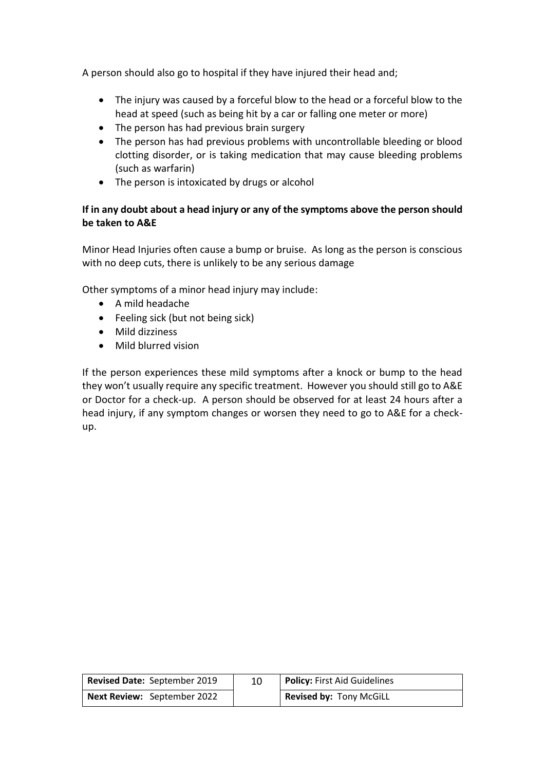A person should also go to hospital if they have injured their head and;

- The injury was caused by a forceful blow to the head or a forceful blow to the head at speed (such as being hit by a car or falling one meter or more)
- The person has had previous brain surgery
- The person has had previous problems with uncontrollable bleeding or blood clotting disorder, or is taking medication that may cause bleeding problems (such as warfarin)
- The person is intoxicated by drugs or alcohol

**If in any doubt about a head injury or any of the symptoms above the person should be taken to A&E**

Minor Head Injuries often cause a bump or bruise. As long as the person is conscious with no deep cuts, there is unlikely to be any serious damage

Other symptoms of a minor head injury may include:

- A mild headache
- Feeling sick (but not being sick)
- Mild dizziness
- Mild blurred vision

If the person experiences these mild symptoms after a knock or bump to the head they won't usually require any specific treatment. However you should still go to A&E or Doctor for a check-up. A person should be observed for at least 24 hours after a head injury, if any symptom changes or worsen they need to go to A&E for a check-up.